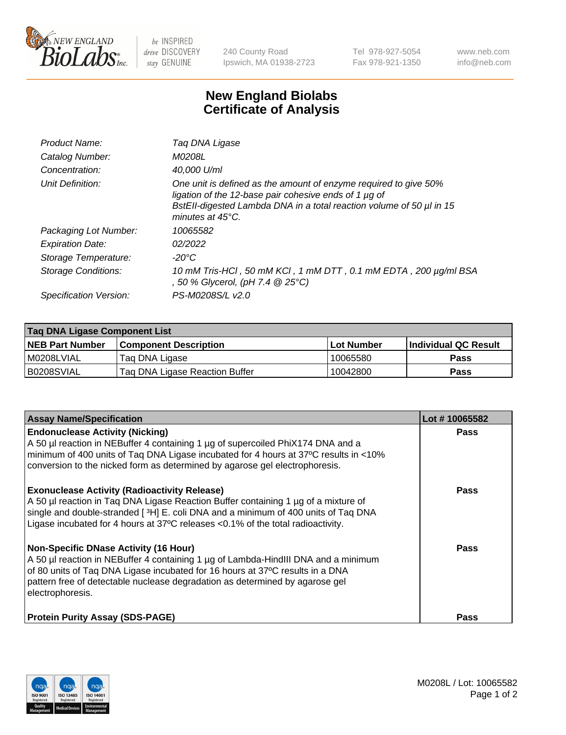# New England Biolabs Certificate of Analysis

| | |
|---|---|
| Product Name: | Taq DNA Ligase |
| Catalog Number: | M0208L |
| Concentration: | 40,000 U/ml |
| Unit Definition: | One unit is defined as the amount of enzyme required to give 50% ligation of the 12-base pair cohesive ends of 1 µg of BstEII-digested Lambda DNA in a total reaction volume of 50 µl in 15 minutes at 45°C. |
| Packaging Lot Number: | 10065582 |
| Expiration Date: | 02/2022 |
| Storage Temperature: | -20°C |
| Storage Conditions: | 10 mM Tris-HCl , 50 mM KCl , 1 mM DTT , 0.1 mM EDTA , 200 µg/ml BSA , 50 % Glycerol, (pH 7.4 @ 25°C) |
| Specification Version: | PS-M0208S/L v2.0 |

| Taq DNA Ligase Component List | | | |
|---|---|---|---|
| **NEB Part Number** | **Component Description** | **Lot Number** | **Individual QC Result** |
| M0208LVIAL | Taq DNA Ligase | 10065580 | **Pass** |
| B0208SVIAL | Taq DNA Ligase Reaction Buffer | 10042800 | **Pass** |

| Assay Name/Specification | Lot # 10065582 |
|---|---|
| **Endonuclease Activity (Nicking)**<br>A 50 µl reaction in NEBuffer 4 containing 1 µg of supercoiled PhiX174 DNA and a minimum of 400 units of Taq DNA Ligase incubated for 4 hours at 37ºC results in <10% conversion to the nicked form as determined by agarose gel electrophoresis. | **Pass** |
| **Exonuclease Activity (Radioactivity Release)**<br>A 50 µl reaction in Taq DNA Ligase Reaction Buffer containing 1 µg of a mixture of single and double-stranded [ $^3$H] E. coli DNA and a minimum of 400 units of Taq DNA Ligase incubated for 4 hours at 37ºC releases <0.1% of the total radioactivity. | **Pass** |
| **Non-Specific DNase Activity (16 Hour)**<br>A 50 µl reaction in NEBuffer 4 containing 1 µg of Lambda-HindIII DNA and a minimum of 80 units of Taq DNA Ligase incubated for 16 hours at 37ºC results in a DNA pattern free of detectable nuclease degradation as determined by agarose gel electrophoresis. | **Pass** |
| **Protein Purity Assay (SDS-PAGE)** | **Pass** |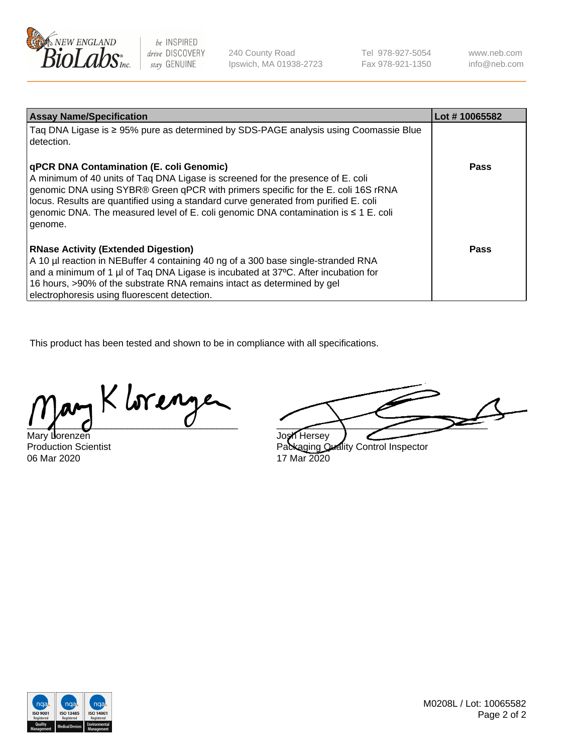| Assay Name/Specification | Lot # 10065582 |
| --- | --- |
| Taq DNA Ligase is ≥ 95% pure as determined by SDS-PAGE analysis using Coomassie Blue detection. | |
| **qPCR DNA Contamination (E. coli Genomic)**<br>A minimum of 40 units of Taq DNA Ligase is screened for the presence of E. coli genomic DNA using SYBR® Green qPCR with primers specific for the E. coli 16S rRNA locus. Results are quantified using a standard curve generated from purified E. coli genomic DNA. The measured level of E. coli genomic DNA contamination is ≤ 1 E. coli genome. | **Pass** |
| **RNase Activity (Extended Digestion)**<br>A 10 µl reaction in NEBuffer 4 containing 40 ng of a 300 base single-stranded RNA and a minimum of 1 µl of Taq DNA Ligase is incubated at 37ºC. After incubation for 16 hours, >90% of the substrate RNA remains intact as determined by gel electrophoresis using fluorescent detection. | **Pass** |

This product has been tested and shown to be in compliance with all specifications.

Mary Lorenzen
Production Scientist
06 Mar 2020

Josh Hersey
Packaging Quality Control Inspector
17 Mar 2020

M0208L / Lot: 10065582